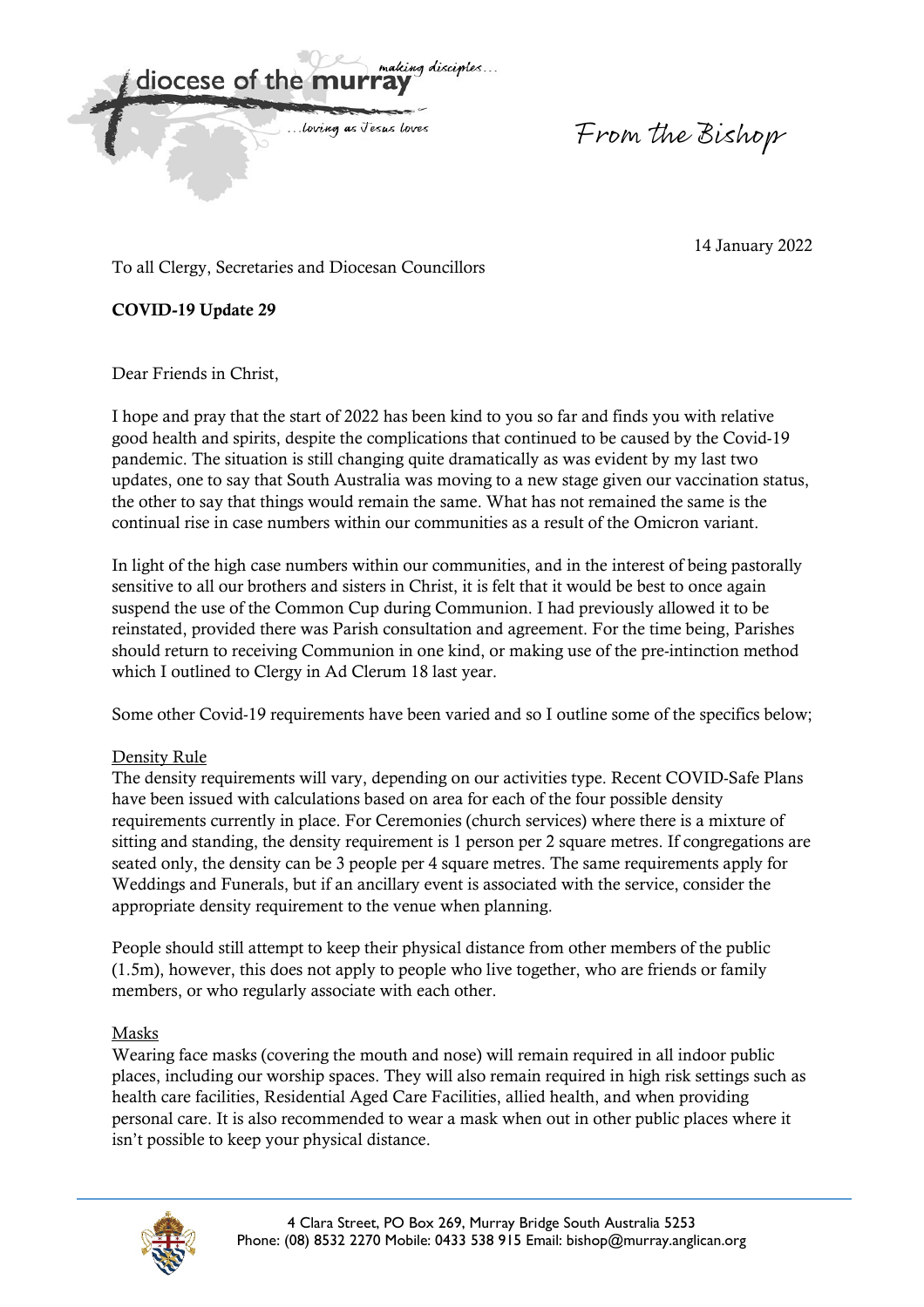diocese of the murray

making disciples...

...loving as Jesus loves

From the Bishop

14 January 2022

To all Clergy, Secretaries and Diocesan Councillors

**COVID-19 Update 29**

Dear Friends in Christ,

I hope and pray that the start of 2022 has been kind to you so far and finds you with relative good health and spirits, despite the complications that continued to be caused by the Covid-19 pandemic. The situation is still changing quite dramatically as was evident by my last two updates, one to say that South Australia was moving to a new stage given our vaccination status, the other to say that things would remain the same. What has not remained the same is the continual rise in case numbers within our communities as a result of the Omicron variant.

In light of the high case numbers within our communities, and in the interest of being pastorally sensitive to all our brothers and sisters in Christ, it is felt that it would be best to once again suspend the use of the Common Cup during Communion. I had previously allowed it to be reinstated, provided there was Parish consultation and agreement. For the time being, Parishes should return to receiving Communion in one kind, or making use of the pre-intinction method which I outlined to Clergy in Ad Clerum 18 last year.

Some other Covid-19 requirements have been varied and so I outline some of the specifics below;

<u>Density Rule</u>

The density requirements will vary, depending on our activities type. Recent COVID-Safe Plans have been issued with calculations based on area for each of the four possible density requirements currently in place. For Ceremonies (church services) where there is a mixture of sitting and standing, the density requirement is 1 person per 2 square metres. If congregations are seated only, the density can be 3 people per 4 square metres. The same requirements apply for Weddings and Funerals, but if an ancillary event is associated with the service, consider the appropriate density requirement to the venue when planning.

People should still attempt to keep their physical distance from other members of the public (1.5m), however, this does not apply to people who live together, who are friends or family members, or who regularly associate with each other.

<u>Masks</u>

Wearing face masks (covering the mouth and nose) will remain required in all indoor public places, including our worship spaces. They will also remain required in high risk settings such as health care facilities, Residential Aged Care Facilities, allied health, and when providing personal care. It is also recommended to wear a mask when out in other public places where it isn't possible to keep your physical distance.

4 Clara Street, PO Box 269, Murray Bridge South Australia 5253
Phone: (08) 8532 2270 Mobile: 0433 538 915 Email: bishop@murray.anglican.org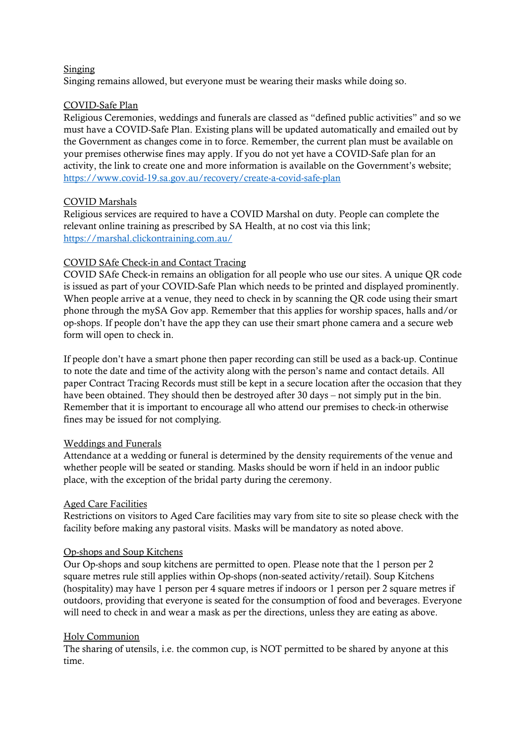<u>Singing</u>

Singing remains allowed, but everyone must be wearing their masks while doing so.

<u>COVID-Safe Plan</u>

Religious Ceremonies, weddings and funerals are classed as "defined public activities" and so we must have a COVID-Safe Plan. Existing plans will be updated automatically and emailed out by the Government as changes come in to force. Remember, the current plan must be available on your premises otherwise fines may apply. If you do not yet have a COVID-Safe plan for an activity, the link to create one and more information is available on the Government's website; https://www.covid-19.sa.gov.au/recovery/create-a-covid-safe-plan

<u>COVID Marshals</u>

Religious services are required to have a COVID Marshal on duty. People can complete the relevant online training as prescribed by SA Health, at no cost via this link; https://marshal.clickontraining.com.au/

<u>COVID SAfe Check-in and Contact Tracing</u>

COVID SAfe Check-in remains an obligation for all people who use our sites. A unique QR code is issued as part of your COVID-Safe Plan which needs to be printed and displayed prominently. When people arrive at a venue, they need to check in by scanning the QR code using their smart phone through the mySA Gov app. Remember that this applies for worship spaces, halls and/or op-shops. If people don't have the app they can use their smart phone camera and a secure web form will open to check in.

If people don't have a smart phone then paper recording can still be used as a back-up. Continue to note the date and time of the activity along with the person's name and contact details. All paper Contract Tracing Records must still be kept in a secure location after the occasion that they have been obtained. They should then be destroyed after 30 days – not simply put in the bin. Remember that it is important to encourage all who attend our premises to check-in otherwise fines may be issued for not complying.

<u>Weddings and Funerals</u>

Attendance at a wedding or funeral is determined by the density requirements of the venue and whether people will be seated or standing. Masks should be worn if held in an indoor public place, with the exception of the bridal party during the ceremony.

<u>Aged Care Facilities</u>

Restrictions on visitors to Aged Care facilities may vary from site to site so please check with the facility before making any pastoral visits. Masks will be mandatory as noted above.

<u>Op-shops and Soup Kitchens</u>

Our Op-shops and soup kitchens are permitted to open. Please note that the 1 person per 2 square metres rule still applies within Op-shops (non-seated activity/retail). Soup Kitchens (hospitality) may have 1 person per 4 square metres if indoors or 1 person per 2 square metres if outdoors, providing that everyone is seated for the consumption of food and beverages. Everyone will need to check in and wear a mask as per the directions, unless they are eating as above.

<u>Holy Communion</u>

The sharing of utensils, i.e. the common cup, is NOT permitted to be shared by anyone at this time.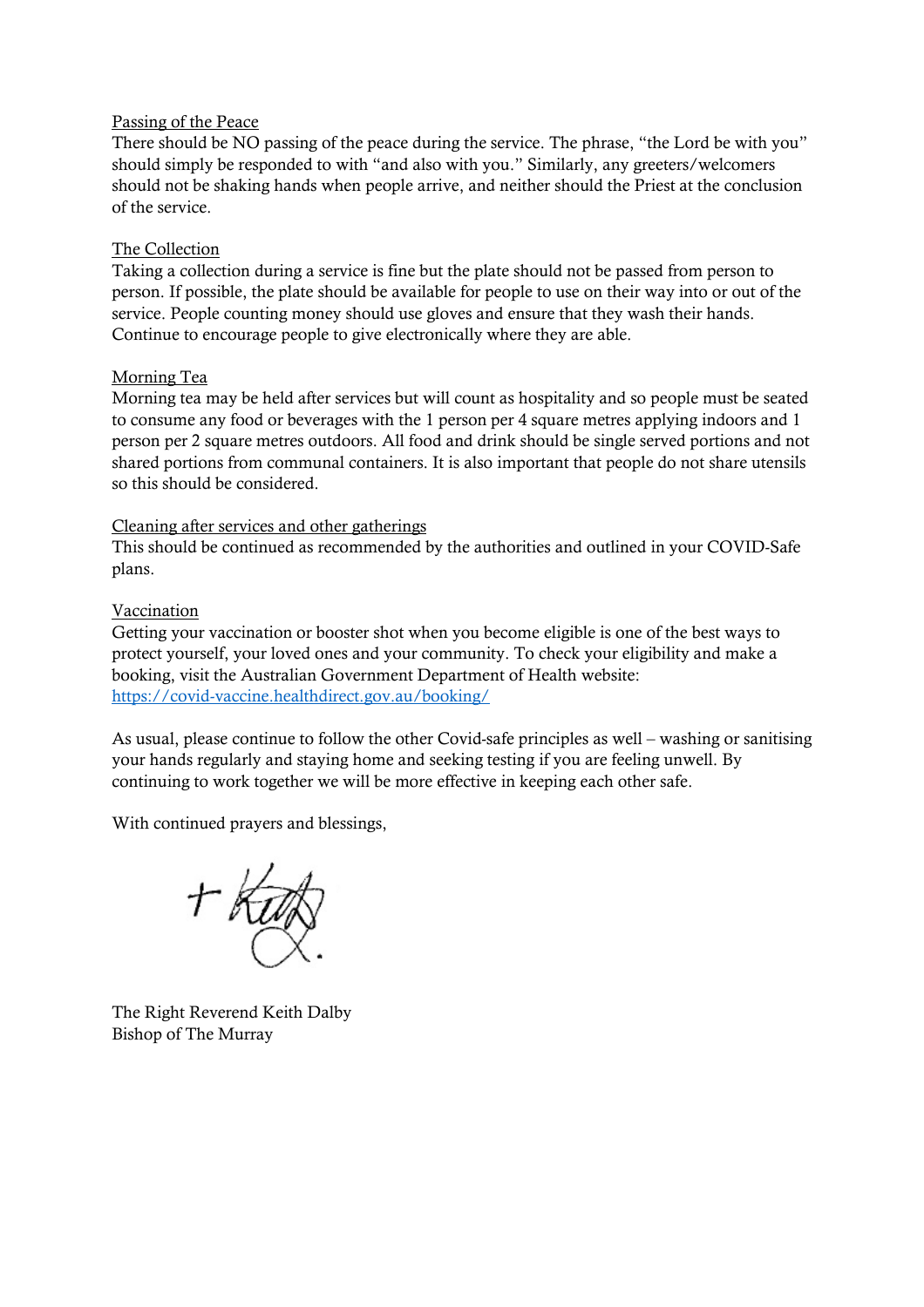Passing of the Peace

There should be NO passing of the peace during the service. The phrase, "the Lord be with you" should simply be responded to with "and also with you." Similarly, any greeters/welcomers should not be shaking hands when people arrive, and neither should the Priest at the conclusion of the service.

The Collection

Taking a collection during a service is fine but the plate should not be passed from person to person. If possible, the plate should be available for people to use on their way into or out of the service. People counting money should use gloves and ensure that they wash their hands. Continue to encourage people to give electronically where they are able.

Morning Tea

Morning tea may be held after services but will count as hospitality and so people must be seated to consume any food or beverages with the 1 person per 4 square metres applying indoors and 1 person per 2 square metres outdoors. All food and drink should be single served portions and not shared portions from communal containers. It is also important that people do not share utensils so this should be considered.

Cleaning after services and other gatherings

This should be continued as recommended by the authorities and outlined in your COVID-Safe plans.

Vaccination

Getting your vaccination or booster shot when you become eligible is one of the best ways to protect yourself, your loved ones and your community. To check your eligibility and make a booking, visit the Australian Government Department of Health website: [https://covid-vaccine.healthdirect.gov.au/booking/](https://covid-vaccine.healthdirect.gov.au/booking/)

As usual, please continue to follow the other Covid-safe principles as well – washing or sanitising your hands regularly and staying home and seeking testing if you are feeling unwell. By continuing to work together we will be more effective in keeping each other safe.

With continued prayers and blessings,

+ Keith.

The Right Reverend Keith Dalby
Bishop of The Murray